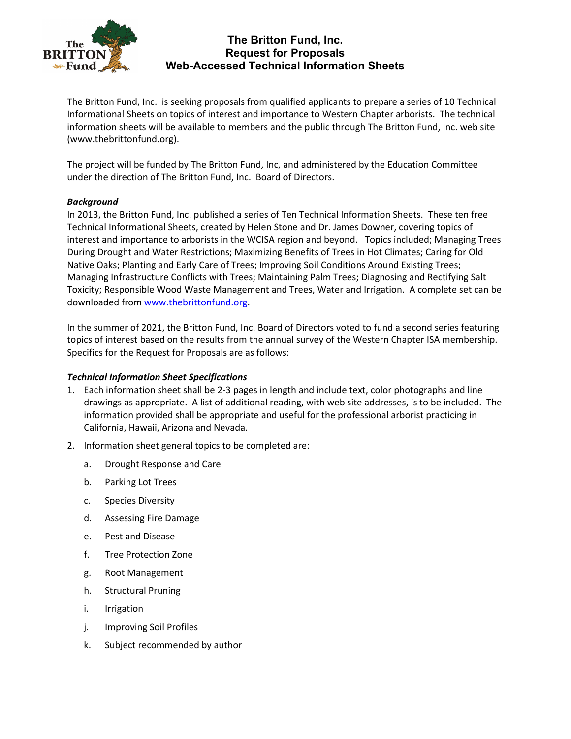# The Britton Fund, Inc.
## Request for Proposals
## Web-Accessed Technical Information Sheets

The Britton Fund, Inc. is seeking proposals from qualified applicants to prepare a series of 10 Technical Informational Sheets on topics of interest and importance to Western Chapter arborists. The technical information sheets will be available to members and the public through The Britton Fund, Inc. web site (www.thebrittonfund.org).

The project will be funded by The Britton Fund, Inc, and administered by the Education Committee under the direction of The Britton Fund, Inc. Board of Directors.

***Background***

In 2013, the Britton Fund, Inc. published a series of Ten Technical Information Sheets. These ten free Technical Informational Sheets, created by Helen Stone and Dr. James Downer, covering topics of interest and importance to arborists in the WCISA region and beyond. Topics included; Managing Trees During Drought and Water Restrictions; Maximizing Benefits of Trees in Hot Climates; Caring for Old Native Oaks; Planting and Early Care of Trees; Improving Soil Conditions Around Existing Trees; Managing Infrastructure Conflicts with Trees; Maintaining Palm Trees; Diagnosing and Rectifying Salt Toxicity; Responsible Wood Waste Management and Trees, Water and Irrigation. A complete set can be downloaded from [www.thebrittonfund.org](www.thebrittonfund.org).

In the summer of 2021, the Britton Fund, Inc. Board of Directors voted to fund a second series featuring topics of interest based on the results from the annual survey of the Western Chapter ISA membership. Specifics for the Request for Proposals are as follows:

***Technical Information Sheet Specifications***

1. Each information sheet shall be 2-3 pages in length and include text, color photographs and line drawings as appropriate. A list of additional reading, with web site addresses, is to be included. The information provided shall be appropriate and useful for the professional arborist practicing in California, Hawaii, Arizona and Nevada.
2. Information sheet general topics to be completed are:
    a. Drought Response and Care
    b. Parking Lot Trees
    c. Species Diversity
    d. Assessing Fire Damage
    e. Pest and Disease
    f. Tree Protection Zone
    g. Root Management
    h. Structural Pruning
    i. Irrigation
    j. Improving Soil Profiles
    k. Subject recommended by author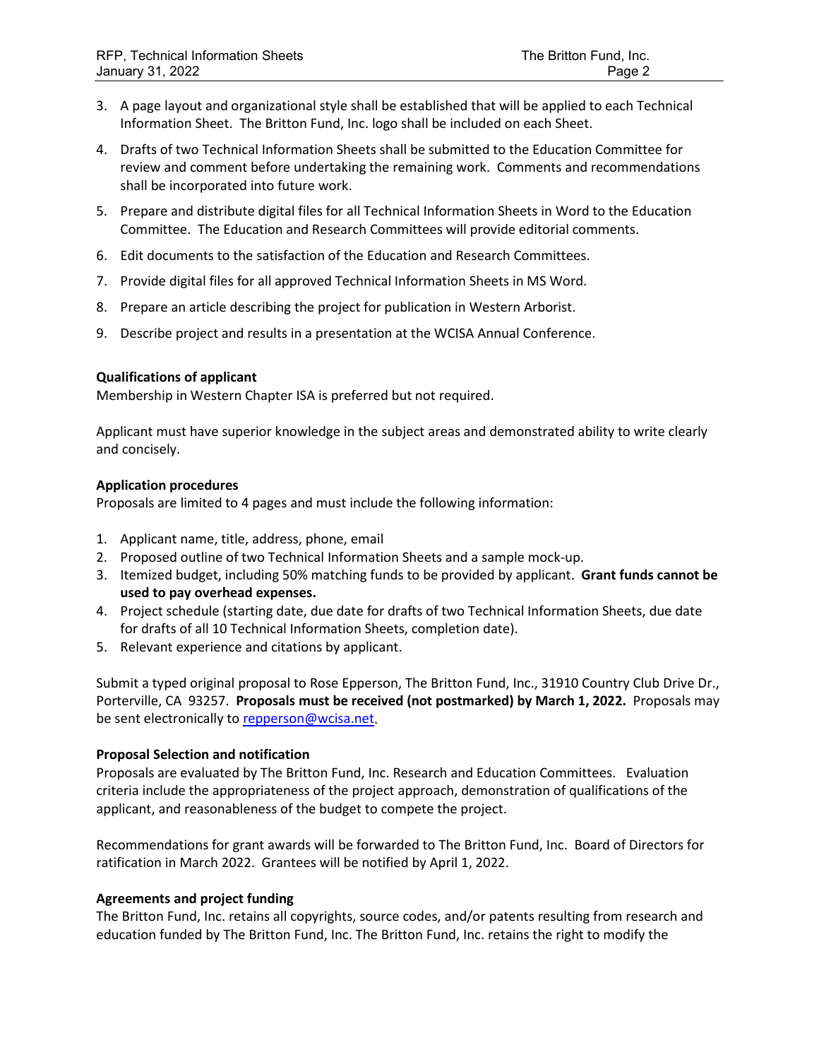3. A page layout and organizational style shall be established that will be applied to each Technical Information Sheet. The Britton Fund, Inc. logo shall be included on each Sheet.
4. Drafts of two Technical Information Sheets shall be submitted to the Education Committee for review and comment before undertaking the remaining work. Comments and recommendations shall be incorporated into future work.
5. Prepare and distribute digital files for all Technical Information Sheets in Word to the Education Committee. The Education and Research Committees will provide editorial comments.
6. Edit documents to the satisfaction of the Education and Research Committees.
7. Provide digital files for all approved Technical Information Sheets in MS Word.
8. Prepare an article describing the project for publication in Western Arborist.
9. Describe project and results in a presentation at the WCISA Annual Conference.

**Qualifications of applicant**

Membership in Western Chapter ISA is preferred but not required.

Applicant must have superior knowledge in the subject areas and demonstrated ability to write clearly and concisely.

**Application procedures**

Proposals are limited to 4 pages and must include the following information:

1. Applicant name, title, address, phone, email
2. Proposed outline of two Technical Information Sheets and a sample mock-up.
3. Itemized budget, including 50% matching funds to be provided by applicant. **Grant funds cannot be used to pay overhead expenses.**
4. Project schedule (starting date, due date for drafts of two Technical Information Sheets, due date for drafts of all 10 Technical Information Sheets, completion date).
5. Relevant experience and citations by applicant.

Submit a typed original proposal to Rose Epperson, The Britton Fund, Inc., 31910 Country Club Drive Dr., Porterville, CA 93257. **Proposals must be received (not postmarked) by March 1, 2022.** Proposals may be sent electronically to repperson@wcisa.net.

**Proposal Selection and notification**

Proposals are evaluated by The Britton Fund, Inc. Research and Education Committees. Evaluation criteria include the appropriateness of the project approach, demonstration of qualifications of the applicant, and reasonableness of the budget to compete the project.

Recommendations for grant awards will be forwarded to The Britton Fund, Inc. Board of Directors for ratification in March 2022. Grantees will be notified by April 1, 2022.

**Agreements and project funding**

The Britton Fund, Inc. retains all copyrights, source codes, and/or patents resulting from research and education funded by The Britton Fund, Inc. The Britton Fund, Inc. retains the right to modify the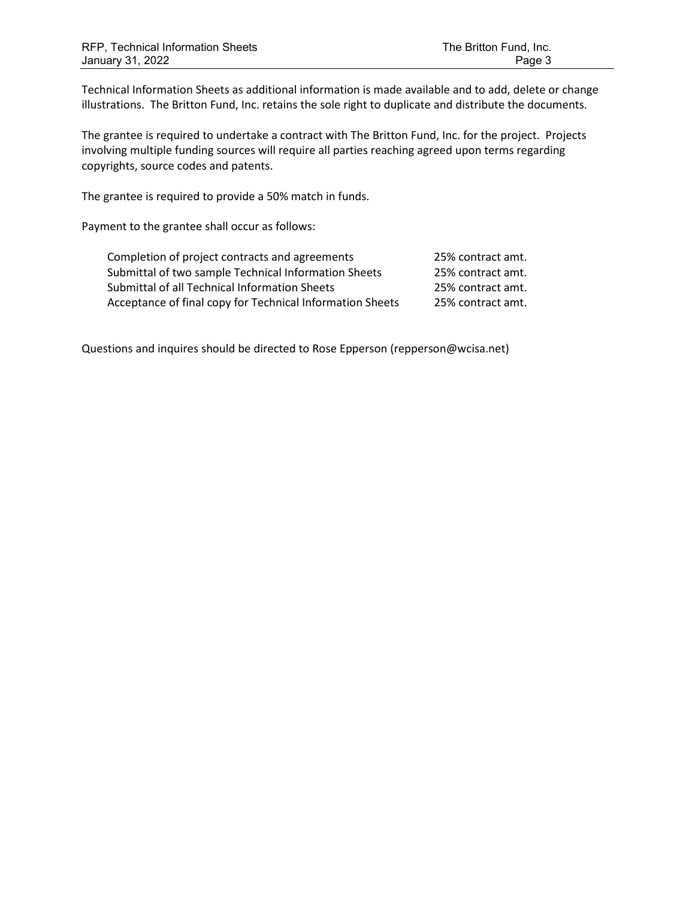Technical Information Sheets as additional information is made available and to add, delete or change illustrations. The Britton Fund, Inc. retains the sole right to duplicate and distribute the documents.

The grantee is required to undertake a contract with The Britton Fund, Inc. for the project. Projects involving multiple funding sources will require all parties reaching agreed upon terms regarding copyrights, source codes and patents.

The grantee is required to provide a 50% match in funds.

Payment to the grantee shall occur as follows:

| | |
|---|---|
| Completion of project contracts and agreements | 25% contract amt. |
| Submittal of two sample Technical Information Sheets | 25% contract amt. |
| Submittal of all Technical Information Sheets | 25% contract amt. |
| Acceptance of final copy for Technical Information Sheets | 25% contract amt. |

Questions and inquires should be directed to Rose Epperson (repperson@wcisa.net)